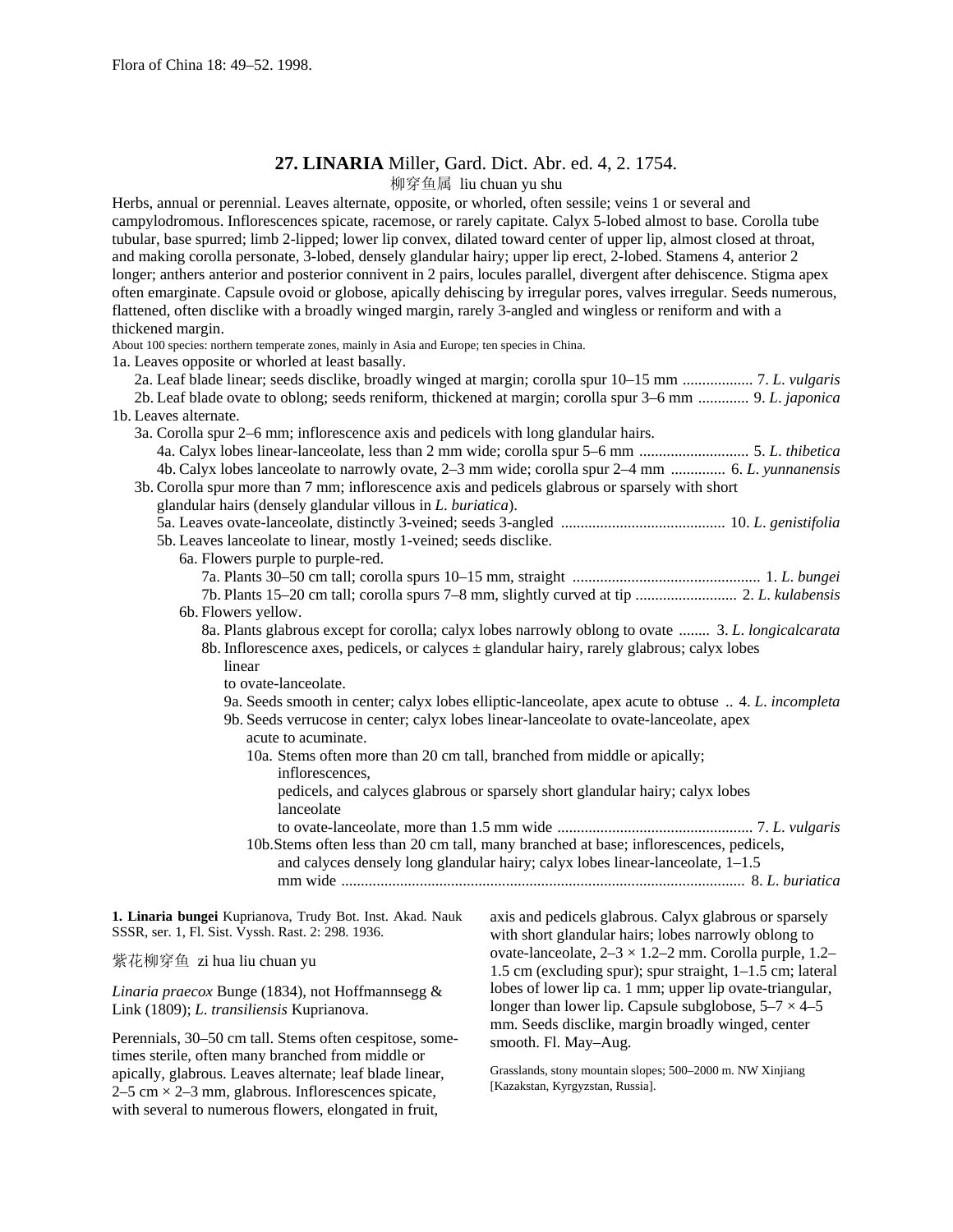Flora of China 18: 49–52. 1998.

## 27. LINARIA Miller, Gard. Dict. Abr. ed. 4, 2. 1754.

柳穿鱼属 liu chuan yu shu

Herbs, annual or perennial. Leaves alternate, opposite, or whorled, often sessile; veins 1 or several and campylodromous. Inflorescences spicate, racemose, or rarely capitate. Calyx 5-lobed almost to base. Corolla tube tubular, base spurred; limb 2-lipped; lower lip convex, dilated toward center of upper lip, almost closed at throat, and making corolla personate, 3-lobed, densely glandular hairy; upper lip erect, 2-lobed. Stamens 4, anterior 2 longer; anthers anterior and posterior connivent in 2 pairs, locules parallel, divergent after dehiscence. Stigma apex often emarginate. Capsule ovoid or globose, apically dehiscing by irregular pores, valves irregular. Seeds numerous, flattened, often disclike with a broadly winged margin, rarely 3-angled and wingless or reniform and with a thickened margin.

About 100 species: northern temperate zones, mainly in Asia and Europe; ten species in China.

1a. Leaves opposite or whorled at least basally.
- 2a. Leaf blade linear; seeds disclike, broadly winged at margin; corolla spur 10–15 mm .................. 7. *L. vulgaris*
- 2b. Leaf blade ovate to oblong; seeds reniform, thickened at margin; corolla spur 3–6 mm ............. 9. *L. japonica*

1b. Leaves alternate.
- 3a. Corolla spur 2–6 mm; inflorescence axis and pedicels with long glandular hairs.
  - 4a. Calyx lobes linear-lanceolate, less than 2 mm wide; corolla spur 5–6 mm ............................ 5. *L. thibetica*
  - 4b. Calyx lobes lanceolate to narrowly ovate, 2–3 mm wide; corolla spur 2–4 mm .............. 6. *L. yunnanensis*
- 3b. Corolla spur more than 7 mm; inflorescence axis and pedicels glabrous or sparsely with short glandular hairs (densely glandular villous in *L. buriatica*).
  - 5a. Leaves ovate-lanceolate, distinctly 3-veined; seeds 3-angled .......................................... 10. *L. genistifolia*
  - 5b. Leaves lanceolate to linear, mostly 1-veined; seeds disclike.
    - 6a. Flowers purple to purple-red.
      - 7a. Plants 30–50 cm tall; corolla spurs 10–15 mm, straight ................................................ 1. *L. bungei*
      - 7b. Plants 15–20 cm tall; corolla spurs 7–8 mm, slightly curved at tip .......................... 2. *L. kulabensis*
    - 6b. Flowers yellow.
      - 8a. Plants glabrous except for corolla; calyx lobes narrowly oblong to ovate ........ 3. *L. longicalcarata*
      - 8b. Inflorescence axes, pedicels, or calyces ± glandular hairy, rarely glabrous; calyx lobes linear to ovate-lanceolate.
        - 9a. Seeds smooth in center; calyx lobes elliptic-lanceolate, apex acute to obtuse .. 4. *L. incompleta*
        - 9b. Seeds verrucose in center; calyx lobes linear-lanceolate to ovate-lanceolate, apex acute to acuminate.
          - 10a. Stems often more than 20 cm tall, branched from middle or apically; inflorescences, pedicels, and calyces glabrous or sparsely short glandular hairy; calyx lobes lanceolate to ovate-lanceolate, more than 1.5 mm wide .................................................. 7. *L. vulgaris*
          - 10b. Stems often less than 20 cm tall, many branched at base; inflorescences, pedicels, and calyces densely long glandular hairy; calyx lobes linear-lanceolate, 1–1.5 mm wide ....................................................................................................... 8. *L. buriatica*

**1. Linaria bungei** Kuprianova, Trudy Bot. Inst. Akad. Nauk SSSR, ser. 1, Fl. Sist. Vyssh. Rast. 2: 298. 1936.

紫花柳穿鱼 zi hua liu chuan yu

*Linaria praecox* Bunge (1834), not Hoffmannsegg & Link (1809); *L. transiliensis* Kuprianova.

Perennials, 30–50 cm tall. Stems often cespitose, sometimes sterile, often many branched from middle or apically, glabrous. Leaves alternate; leaf blade linear, 2–5 cm × 2–3 mm, glabrous. Inflorescences spicate, with several to numerous flowers, elongated in fruit, axis and pedicels glabrous. Calyx glabrous or sparsely with short glandular hairs; lobes narrowly oblong to ovate-lanceolate, 2–3 × 1.2–2 mm. Corolla purple, 1.2–1.5 cm (excluding spur); spur straight, 1–1.5 cm; lateral lobes of lower lip ca. 1 mm; upper lip ovate-triangular, longer than lower lip. Capsule subglobose, 5–7 × 4–5 mm. Seeds disclike, margin broadly winged, center smooth. Fl. May–Aug.

Grasslands, stony mountain slopes; 500–2000 m. NW Xinjiang [Kazakstan, Kyrgyzstan, Russia].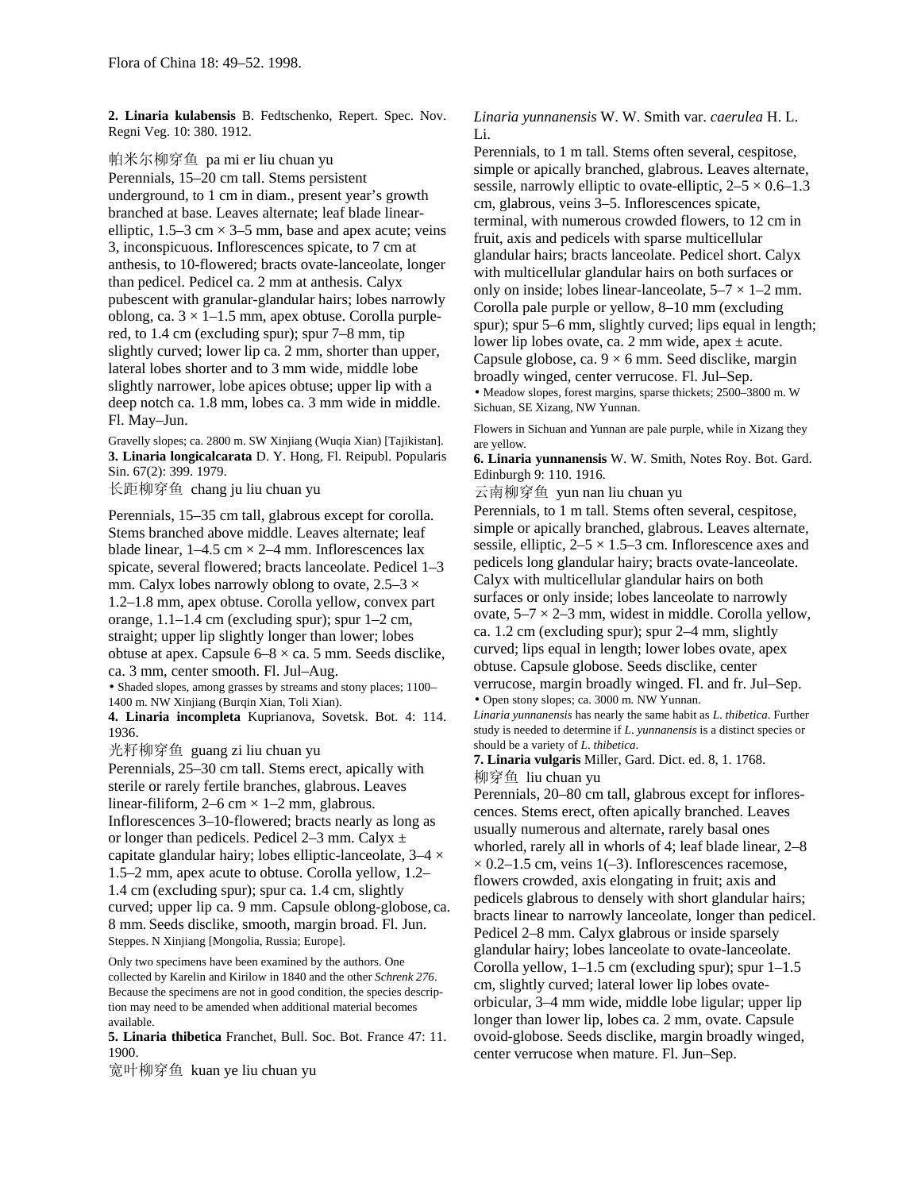**2. Linaria kulabensis** B. Fedtschenko, Repert. Spec. Nov. Regni Veg. 10: 380. 1912.

帕米尔柳穿鱼 pa mi er liu chuan yu

Perennials, 15–20 cm tall. Stems persistent underground, to 1 cm in diam., present year's growth branched at base. Leaves alternate; leaf blade linear-elliptic, 1.5–3 cm × 3–5 mm, base and apex acute; veins 3, inconspicuous. Inflorescences spicate, to 7 cm at anthesis, to 10-flowered; bracts ovate-lanceolate, longer than pedicel. Pedicel ca. 2 mm at anthesis. Calyx pubescent with granular-glandular hairs; lobes narrowly oblong, ca. 3 × 1–1.5 mm, apex obtuse. Corolla purple-red, to 1.4 cm (excluding spur); spur 7–8 mm, tip slightly curved; lower lip ca. 2 mm, shorter than upper, lateral lobes shorter and to 3 mm wide, middle lobe slightly narrower, lobe apices obtuse; upper lip with a deep notch ca. 1.8 mm, lobes ca. 3 mm wide in middle. Fl. May–Jun.

Gravelly slopes; ca. 2800 m. SW Xinjiang (Wuqia Xian) [Tajikistan].

**3. Linaria longicalcarata** D. Y. Hong, Fl. Reipubl. Popularis Sin. 67(2): 399. 1979.

长距柳穿鱼 chang ju liu chuan yu

Perennials, 15–35 cm tall, glabrous except for corolla. Stems branched above middle. Leaves alternate; leaf blade linear, 1–4.5 cm × 2–4 mm. Inflorescences lax spicate, several flowered; bracts lanceolate. Pedicel 1–3 mm. Calyx lobes narrowly oblong to ovate, 2.5–3 × 1.2–1.8 mm, apex obtuse. Corolla yellow, convex part orange, 1.1–1.4 cm (excluding spur); spur 1–2 cm, straight; upper lip slightly longer than lower; lobes obtuse at apex. Capsule 6–8 × ca. 5 mm. Seeds disclike, ca. 3 mm, center smooth. Fl. Jul–Aug.

• Shaded slopes, among grasses by streams and stony places; 1100–1400 m. NW Xinjiang (Burqin Xian, Toli Xian).

**4. Linaria incompleta** Kuprianova, Sovetsk. Bot. 4: 114. 1936.

光籽柳穿鱼 guang zi liu chuan yu

Perennials, 25–30 cm tall. Stems erect, apically with sterile or rarely fertile branches, glabrous. Leaves linear-filiform, 2–6 cm × 1–2 mm, glabrous. Inflorescences 3–10-flowered; bracts nearly as long as or longer than pedicels. Pedicel 2–3 mm. Calyx ± capitate glandular hairy; lobes elliptic-lanceolate, 3–4 × 1.5–2 mm, apex acute to obtuse. Corolla yellow, 1.2–1.4 cm (excluding spur); spur ca. 1.4 cm, slightly curved; upper lip ca. 9 mm. Capsule oblong-globose, ca. 8 mm. Seeds disclike, smooth, margin broad. Fl. Jun.

Steppes. N Xinjiang [Mongolia, Russia; Europe].

Only two specimens have been examined by the authors. One collected by Karelin and Kirilow in 1840 and the other *Schrenk 276*. Because the specimens are not in good condition, the species description may need to be amended when additional material becomes available.

**5. Linaria thibetica** Franchet, Bull. Soc. Bot. France 47: 11. 1900.

宽叶柳穿鱼 kuan ye liu chuan yu

*Linaria yunnanensis* W. W. Smith var. *caerulea* H. L. Li.

Perennials, to 1 m tall. Stems often several, cespitose, simple or apically branched, glabrous. Leaves alternate, sessile, narrowly elliptic to ovate-elliptic, 2–5 × 0.6–1.3 cm, glabrous, veins 3–5. Inflorescences spicate, terminal, with numerous crowded flowers, to 12 cm in fruit, axis and pedicels with sparse multicellular glandular hairs; bracts lanceolate. Pedicel short. Calyx with multicellular glandular hairs on both surfaces or only on inside; lobes linear-lanceolate, 5–7 × 1–2 mm. Corolla pale purple or yellow, 8–10 mm (excluding spur); spur 5–6 mm, slightly curved; lips equal in length; lower lip lobes ovate, ca. 2 mm wide, apex ± acute. Capsule globose, ca. 9 × 6 mm. Seed disclike, margin broadly winged, center verrucose. Fl. Jul–Sep.

• Meadow slopes, forest margins, sparse thickets; 2500–3800 m. W Sichuan, SE Xizang, NW Yunnan.

Flowers in Sichuan and Yunnan are pale purple, while in Xizang they are yellow.

**6. Linaria yunnanensis** W. W. Smith, Notes Roy. Bot. Gard. Edinburgh 9: 110. 1916.

云南柳穿鱼 yun nan liu chuan yu

Perennials, to 1 m tall. Stems often several, cespitose, simple or apically branched, glabrous. Leaves alternate, sessile, elliptic, 2–5 × 1.5–3 cm. Inflorescence axes and pedicels long glandular hairy; bracts ovate-lanceolate. Calyx with multicellular glandular hairs on both surfaces or only inside; lobes lanceolate to narrowly ovate, 5–7 × 2–3 mm, widest in middle. Corolla yellow, ca. 1.2 cm (excluding spur); spur 2–4 mm, slightly curved; lips equal in length; lower lobes ovate, apex obtuse. Capsule globose. Seeds disclike, center verrucose, margin broadly winged. Fl. and fr. Jul–Sep.

• Open stony slopes; ca. 3000 m. NW Yunnan.

*Linaria yunnanensis* has nearly the same habit as *L. thibetica*. Further study is needed to determine if *L. yunnanensis* is a distinct species or should be a variety of *L. thibetica*.

**7. Linaria vulgaris** Miller, Gard. Dict. ed. 8, 1. 1768.

柳穿鱼 liu chuan yu

Perennials, 20–80 cm tall, glabrous except for inflorescences. Stems erect, often apically branched. Leaves usually numerous and alternate, rarely basal ones whorled, rarely all in whorls of 4; leaf blade linear, 2–8 × 0.2–1.5 cm, veins 1(–3). Inflorescences racemose, flowers crowded, axis elongating in fruit; axis and pedicels glabrous to densely with short glandular hairs; bracts linear to narrowly lanceolate, longer than pedicel. Pedicel 2–8 mm. Calyx glabrous or inside sparsely glandular hairy; lobes lanceolate to ovate-lanceolate. Corolla yellow, 1–1.5 cm (excluding spur); spur 1–1.5 cm, slightly curved; lateral lower lip lobes ovate-orbicular, 3–4 mm wide, middle lobe ligular; upper lip longer than lower lip, lobes ca. 2 mm, ovate. Capsule ovoid-globose. Seeds disclike, margin broadly winged, center verrucose when mature. Fl. Jun–Sep.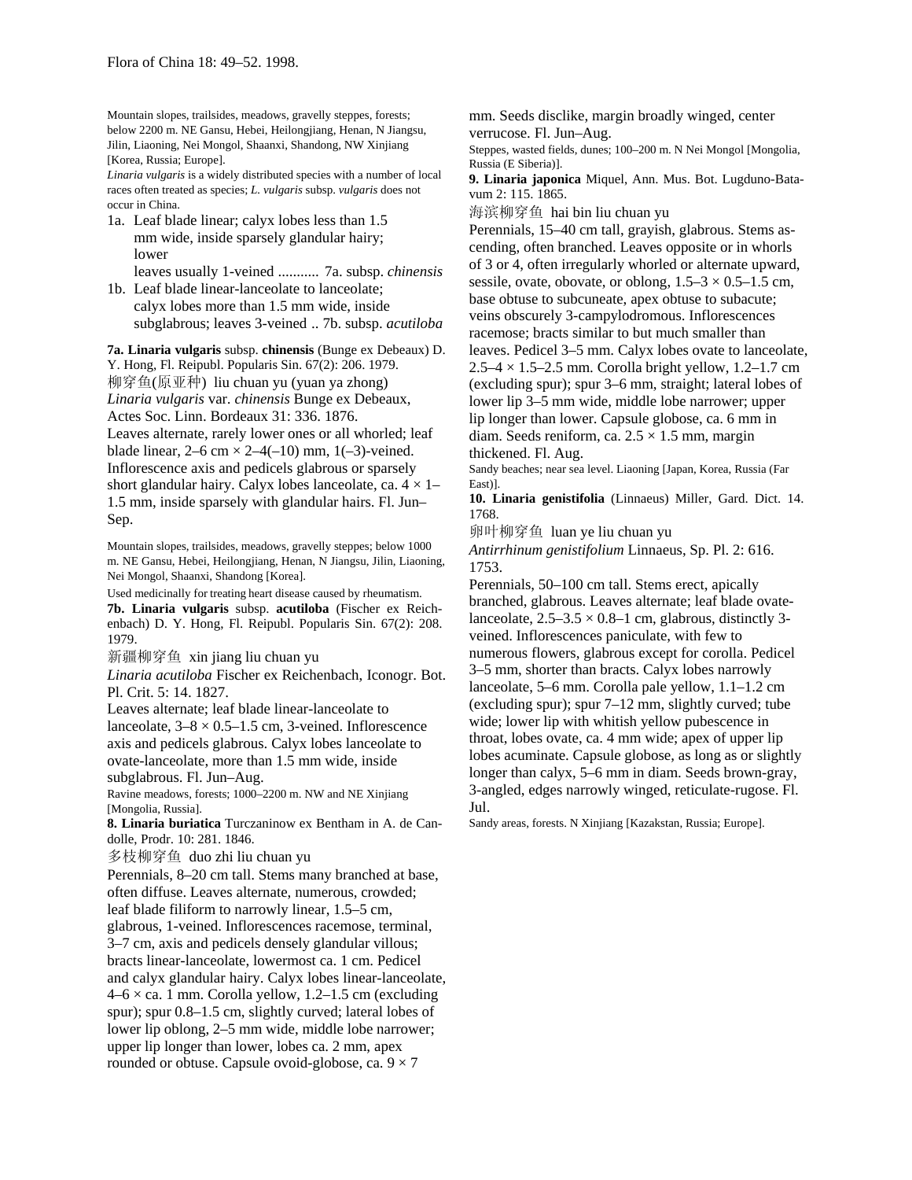Mountain slopes, trailsides, meadows, gravelly steppes, forests; below 2200 m. NE Gansu, Hebei, Heilongjiang, Henan, N Jiangsu, Jilin, Liaoning, Nei Mongol, Shaanxi, Shandong, NW Xinjiang [Korea, Russia; Europe].

*Linaria vulgaris* is a widely distributed species with a number of local races often treated as species; *L. vulgaris* subsp. *vulgaris* does not occur in China.

1a. Leaf blade linear; calyx lobes less than 1.5 mm wide, inside sparsely glandular hairy; lower leaves usually 1-veined ........... 7a. subsp. *chinensis*
1b. Leaf blade linear-lanceolate to lanceolate; calyx lobes more than 1.5 mm wide, inside subglabrous; leaves 3-veined .. 7b. subsp. *acutiloba*

**7a. Linaria vulgaris** subsp. **chinensis** (Bunge ex Debeaux) D. Y. Hong, Fl. Reipubl. Popularis Sin. 67(2): 206. 1979.

柳穿鱼(原亚种) liu chuan yu (yuan ya zhong)

*Linaria vulgaris* var. *chinensis* Bunge ex Debeaux, Actes Soc. Linn. Bordeaux 31: 336. 1876.

Leaves alternate, rarely lower ones or all whorled; leaf blade linear, 2–6 cm × 2–4(–10) mm, 1(–3)-veined. Inflorescence axis and pedicels glabrous or sparsely short glandular hairy. Calyx lobes lanceolate, ca. 4 × 1–1.5 mm, inside sparsely with glandular hairs. Fl. Jun–Sep.

Mountain slopes, trailsides, meadows, gravelly steppes; below 1000 m. NE Gansu, Hebei, Heilongjiang, Henan, N Jiangsu, Jilin, Liaoning, Nei Mongol, Shaanxi, Shandong [Korea].

Used medicinally for treating heart disease caused by rheumatism.

**7b. Linaria vulgaris** subsp. **acutiloba** (Fischer ex Reichenbach) D. Y. Hong, Fl. Reipubl. Popularis Sin. 67(2): 208. 1979.

新疆柳穿鱼 xin jiang liu chuan yu

*Linaria acutiloba* Fischer ex Reichenbach, Iconogr. Bot. Pl. Crit. 5: 14. 1827.

Leaves alternate; leaf blade linear-lanceolate to lanceolate, 3–8 × 0.5–1.5 cm, 3-veined. Inflorescence axis and pedicels glabrous. Calyx lobes lanceolate to ovate-lanceolate, more than 1.5 mm wide, inside subglabrous. Fl. Jun–Aug.

Ravine meadows, forests; 1000–2200 m. NW and NE Xinjiang [Mongolia, Russia].

**8. Linaria buriatica** Turczaninow ex Bentham in A. de Candolle, Prodr. 10: 281. 1846.

多枝柳穿鱼 duo zhi liu chuan yu

Perennials, 8–20 cm tall. Stems many branched at base, often diffuse. Leaves alternate, numerous, crowded; leaf blade filiform to narrowly linear, 1.5–5 cm, glabrous, 1-veined. Inflorescences racemose, terminal, 3–7 cm, axis and pedicels densely glandular villous; bracts linear-lanceolate, lowermost ca. 1 cm. Pedicel and calyx glandular hairy. Calyx lobes linear-lanceolate, 4–6 × ca. 1 mm. Corolla yellow, 1.2–1.5 cm (excluding spur); spur 0.8–1.5 cm, slightly curved; lateral lobes of lower lip oblong, 2–5 mm wide, middle lobe narrower; upper lip longer than lower, lobes ca. 2 mm, apex rounded or obtuse. Capsule ovoid-globose, ca. 9 × 7 mm. Seeds disclike, margin broadly winged, center verrucose. Fl. Jun–Aug.

Steppes, wasted fields, dunes; 100–200 m. N Nei Mongol [Mongolia, Russia (E Siberia)].

**9. Linaria japonica** Miquel, Ann. Mus. Bot. Lugduno-Batavum 2: 115. 1865.

海滨柳穿鱼 hai bin liu chuan yu

Perennials, 15–40 cm tall, grayish, glabrous. Stems ascending, often branched. Leaves opposite or in whorls of 3 or 4, often irregularly whorled or alternate upward, sessile, ovate, obovate, or oblong, 1.5–3 × 0.5–1.5 cm, base obtuse to subcuneate, apex obtuse to subacute; veins obscurely 3-campylodromous. Inflorescences racemose; bracts similar to but much smaller than leaves. Pedicel 3–5 mm. Calyx lobes ovate to lanceolate, 2.5–4 × 1.5–2.5 mm. Corolla bright yellow, 1.2–1.7 cm (excluding spur); spur 3–6 mm, straight; lateral lobes of lower lip 3–5 mm wide, middle lobe narrower; upper lip longer than lower. Capsule globose, ca. 6 mm in diam. Seeds reniform, ca. 2.5 × 1.5 mm, margin thickened. Fl. Aug.

Sandy beaches; near sea level. Liaoning [Japan, Korea, Russia (Far East)].

**10. Linaria genistifolia** (Linnaeus) Miller, Gard. Dict. 14. 1768.

卵叶柳穿鱼 luan ye liu chuan yu

*Antirrhinum genistifolium* Linnaeus, Sp. Pl. 2: 616. 1753.

Perennials, 50–100 cm tall. Stems erect, apically branched, glabrous. Leaves alternate; leaf blade ovate-lanceolate, 2.5–3.5 × 0.8–1 cm, glabrous, distinctly 3-veined. Inflorescences paniculate, with few to numerous flowers, glabrous except for corolla. Pedicel 3–5 mm, shorter than bracts. Calyx lobes narrowly lanceolate, 5–6 mm. Corolla pale yellow, 1.1–1.2 cm (excluding spur); spur 7–12 mm, slightly curved; tube wide; lower lip with whitish yellow pubescence in throat, lobes ovate, ca. 4 mm wide; apex of upper lip lobes acuminate. Capsule globose, as long as or slightly longer than calyx, 5–6 mm in diam. Seeds brown-gray, 3-angled, edges narrowly winged, reticulate-rugose. Fl. Jul.

Sandy areas, forests. N Xinjiang [Kazakstan, Russia; Europe].